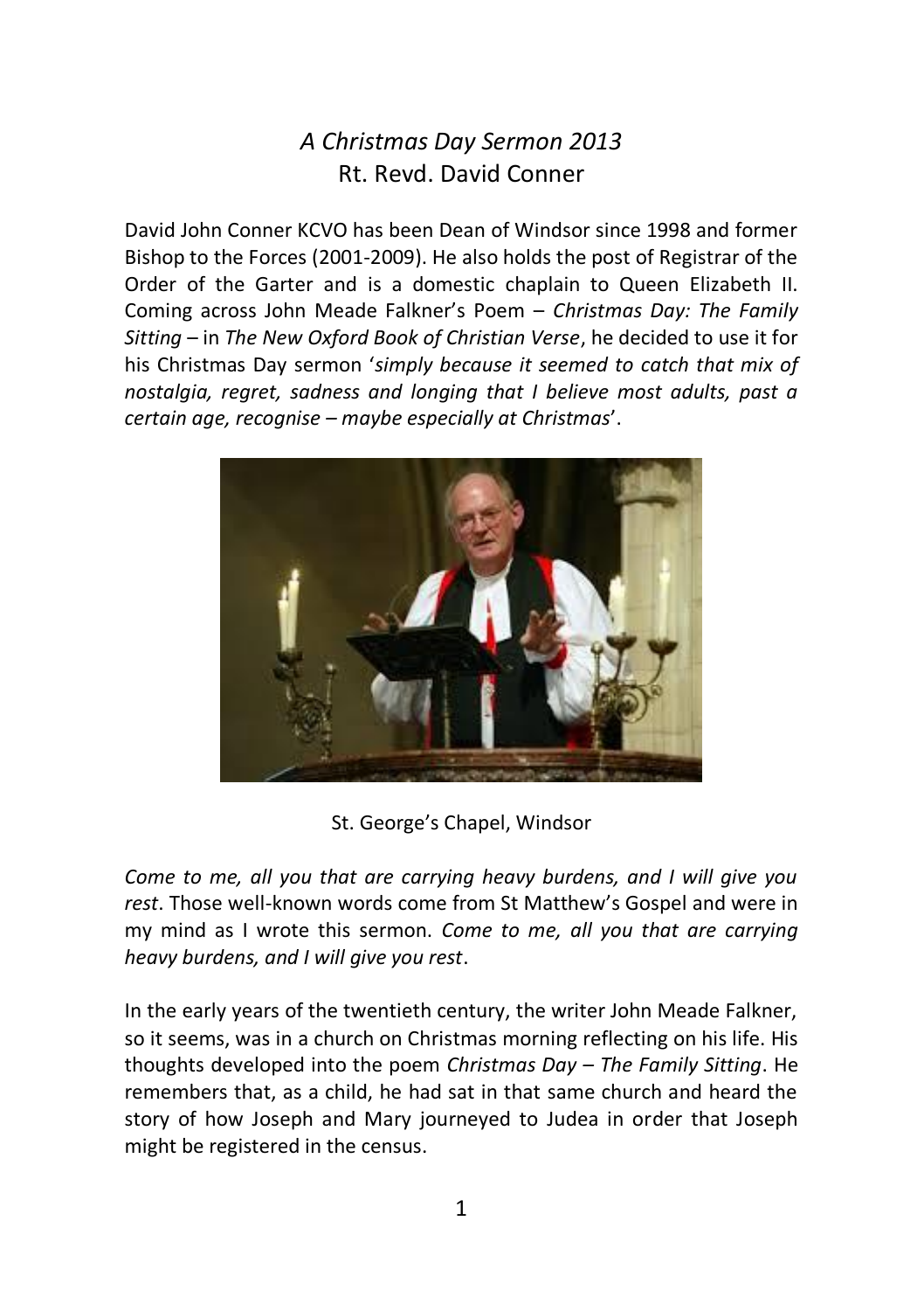# *A Christmas Day Sermon 2013*
## Rt. Revd. David Conner

David John Conner KCVO has been Dean of Windsor since 1998 and former Bishop to the Forces (2001-2009). He also holds the post of Registrar of the Order of the Garter and is a domestic chaplain to Queen Elizabeth II. Coming across John Meade Falkner's Poem – *Christmas Day: The Family Sitting* – in *The New Oxford Book of Christian Verse*, he decided to use it for his Christmas Day sermon '*simply because it seemed to catch that mix of nostalgia, regret, sadness and longing that I believe most adults, past a certain age, recognise – maybe especially at Christmas*'.

St. George's Chapel, Windsor

*Come to me, all you that are carrying heavy burdens, and I will give you rest*. Those well-known words come from St Matthew's Gospel and were in my mind as I wrote this sermon. *Come to me, all you that are carrying heavy burdens, and I will give you rest*.

In the early years of the twentieth century, the writer John Meade Falkner, so it seems, was in a church on Christmas morning reflecting on his life. His thoughts developed into the poem *Christmas Day – The Family Sitting*. He remembers that, as a child, he had sat in that same church and heard the story of how Joseph and Mary journeyed to Judea in order that Joseph might be registered in the census.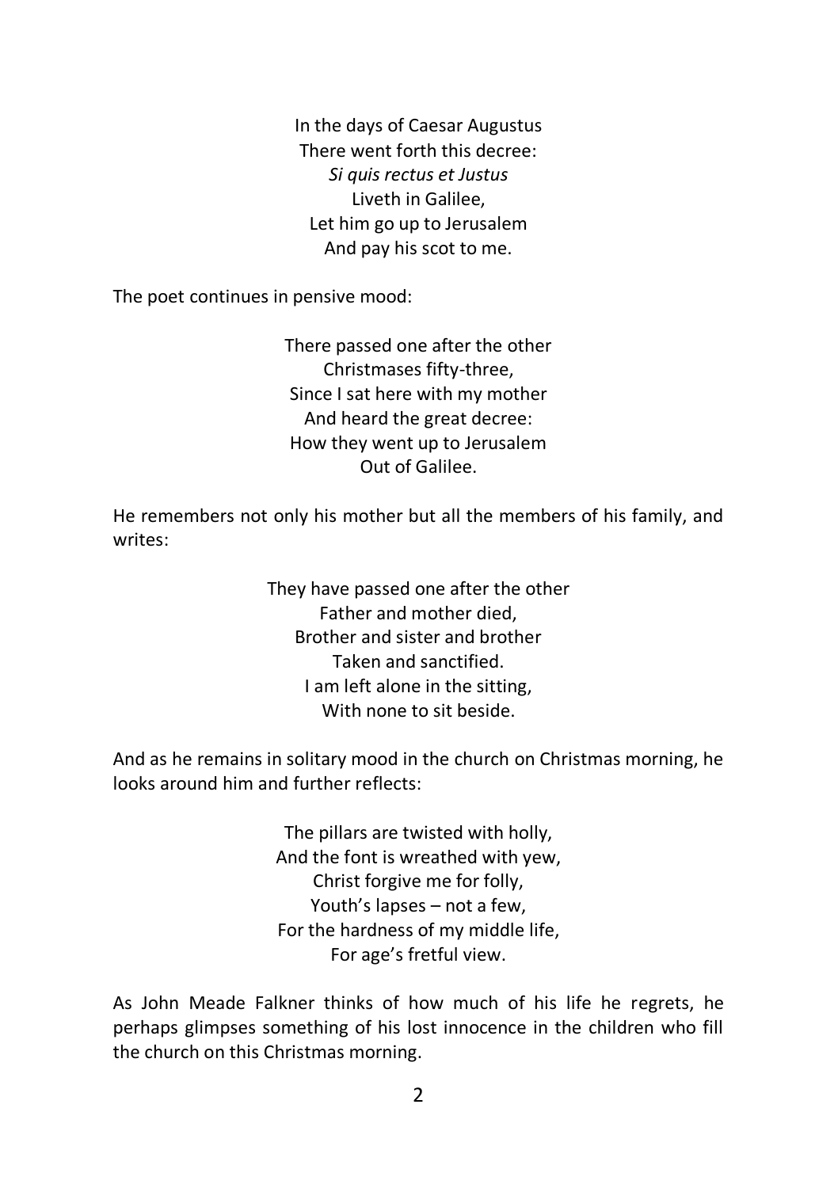In the days of Caesar Augustus  
There went forth this decree:  
*Si quis rectus et Justus*  
Liveth in Galilee,  
Let him go up to Jerusalem  
And pay his scot to me.

The poet continues in pensive mood:

There passed one after the other  
Christmases fifty-three,  
Since I sat here with my mother  
And heard the great decree:  
How they went up to Jerusalem  
Out of Galilee.

He remembers not only his mother but all the members of his family, and writes:

They have passed one after the other  
Father and mother died,  
Brother and sister and brother  
Taken and sanctified.  
I am left alone in the sitting,  
With none to sit beside.

And as he remains in solitary mood in the church on Christmas morning, he looks around him and further reflects:

The pillars are twisted with holly,  
And the font is wreathed with yew,  
Christ forgive me for folly,  
Youth's lapses – not a few,  
For the hardness of my middle life,  
For age's fretful view.

As John Meade Falkner thinks of how much of his life he regrets, he perhaps glimpses something of his lost innocence in the children who fill the church on this Christmas morning.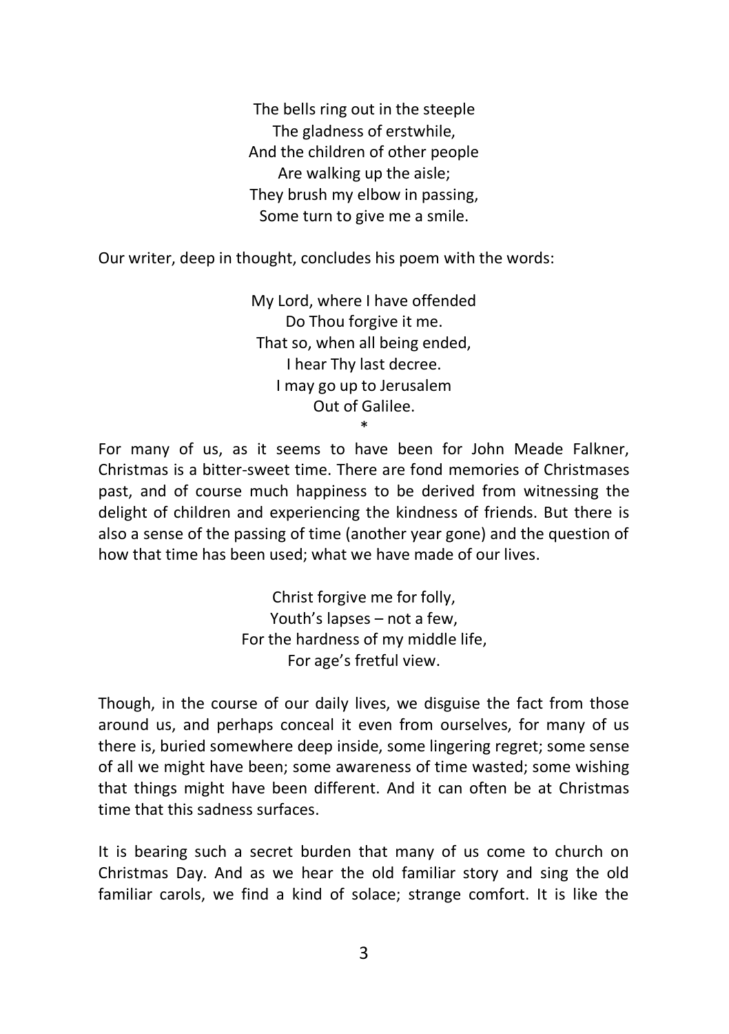The bells ring out in the steeple  
The gladness of erstwhile,  
And the children of other people  
Are walking up the aisle;  
They brush my elbow in passing,  
Some turn to give me a smile.

Our writer, deep in thought, concludes his poem with the words:

My Lord, where I have offended  
Do Thou forgive it me.  
That so, when all being ended,  
I hear Thy last decree.  
I may go up to Jerusalem  
Out of Galilee.

*

For many of us, as it seems to have been for John Meade Falkner, Christmas is a bitter-sweet time. There are fond memories of Christmases past, and of course much happiness to be derived from witnessing the delight of children and experiencing the kindness of friends. But there is also a sense of the passing of time (another year gone) and the question of how that time has been used; what we have made of our lives.

Christ forgive me for folly,  
Youth's lapses – not a few,  
For the hardness of my middle life,  
For age's fretful view.

Though, in the course of our daily lives, we disguise the fact from those around us, and perhaps conceal it even from ourselves, for many of us there is, buried somewhere deep inside, some lingering regret; some sense of all we might have been; some awareness of time wasted; some wishing that things might have been different. And it can often be at Christmas time that this sadness surfaces.

It is bearing such a secret burden that many of us come to church on Christmas Day. And as we hear the old familiar story and sing the old familiar carols, we find a kind of solace; strange comfort. It is like the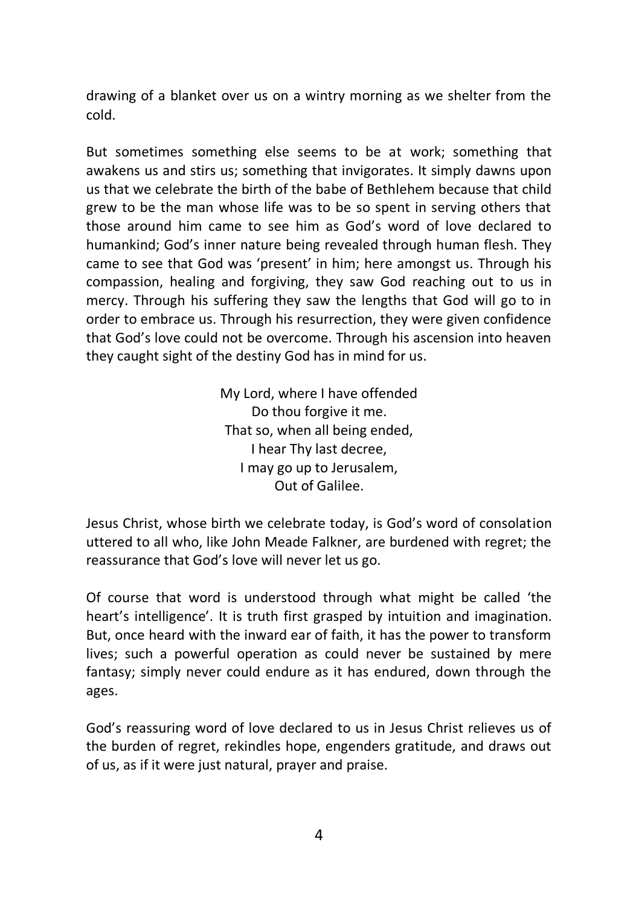drawing of a blanket over us on a wintry morning as we shelter from the cold.

But sometimes something else seems to be at work; something that awakens us and stirs us; something that invigorates. It simply dawns upon us that we celebrate the birth of the babe of Bethlehem because that child grew to be the man whose life was to be so spent in serving others that those around him came to see him as God's word of love declared to humankind; God's inner nature being revealed through human flesh. They came to see that God was 'present' in him; here amongst us. Through his compassion, healing and forgiving, they saw God reaching out to us in mercy. Through his suffering they saw the lengths that God will go to in order to embrace us. Through his resurrection, they were given confidence that God's love could not be overcome. Through his ascension into heaven they caught sight of the destiny God has in mind for us.

My Lord, where I have offended  
Do thou forgive it me.  
That so, when all being ended,  
I hear Thy last decree,  
I may go up to Jerusalem,  
Out of Galilee.

Jesus Christ, whose birth we celebrate today, is God's word of consolation uttered to all who, like John Meade Falkner, are burdened with regret; the reassurance that God's love will never let us go.

Of course that word is understood through what might be called 'the heart's intelligence'. It is truth first grasped by intuition and imagination. But, once heard with the inward ear of faith, it has the power to transform lives; such a powerful operation as could never be sustained by mere fantasy; simply never could endure as it has endured, down through the ages.

God's reassuring word of love declared to us in Jesus Christ relieves us of the burden of regret, rekindles hope, engenders gratitude, and draws out of us, as if it were just natural, prayer and praise.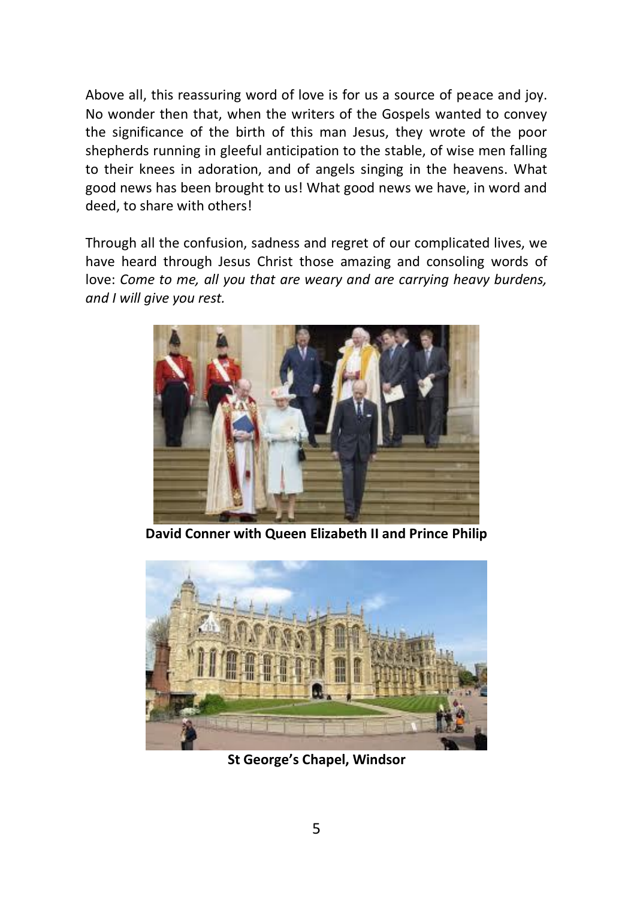Above all, this reassuring word of love is for us a source of peace and joy. No wonder then that, when the writers of the Gospels wanted to convey the significance of the birth of this man Jesus, they wrote of the poor shepherds running in gleeful anticipation to the stable, of wise men falling to their knees in adoration, and of angels singing in the heavens. What good news has been brought to us! What good news we have, in word and deed, to share with others!

Through all the confusion, sadness and regret of our complicated lives, we have heard through Jesus Christ those amazing and consoling words of love: *Come to me, all you that are weary and are carrying heavy burdens, and I will give you rest.*

**David Conner with Queen Elizabeth II and Prince Philip**

**St George's Chapel, Windsor**